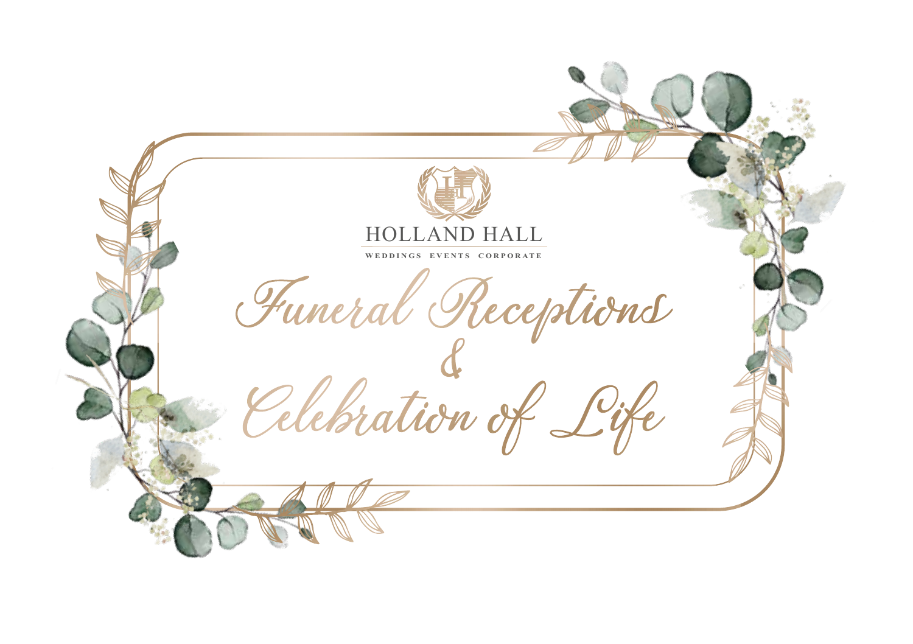HOLLAND HALL

WEDDINGS EVENTS CORPORATE

# Funeral Receptions & Celebration of Life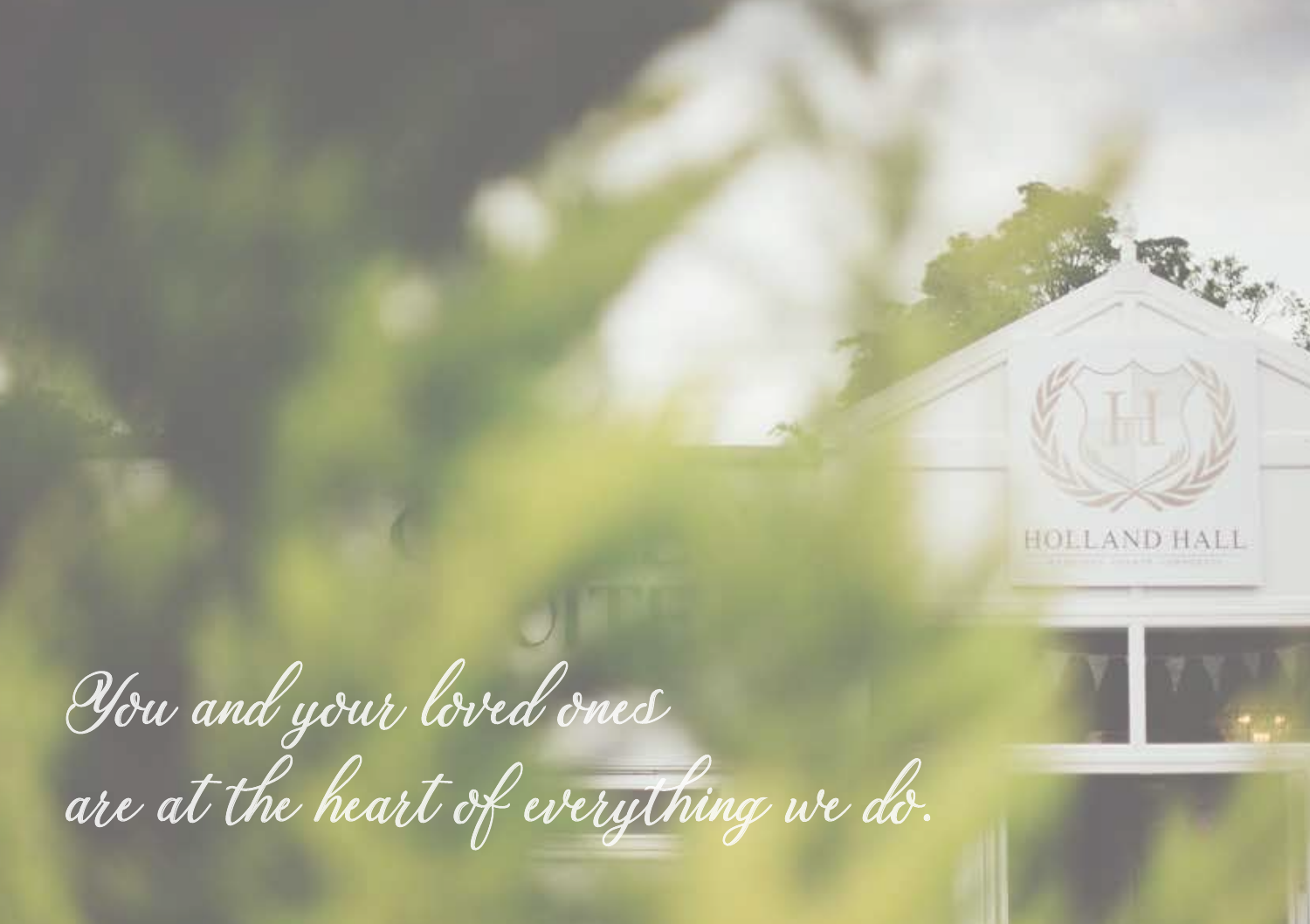*You and your loved ones*
*are at the heart of everything we do.*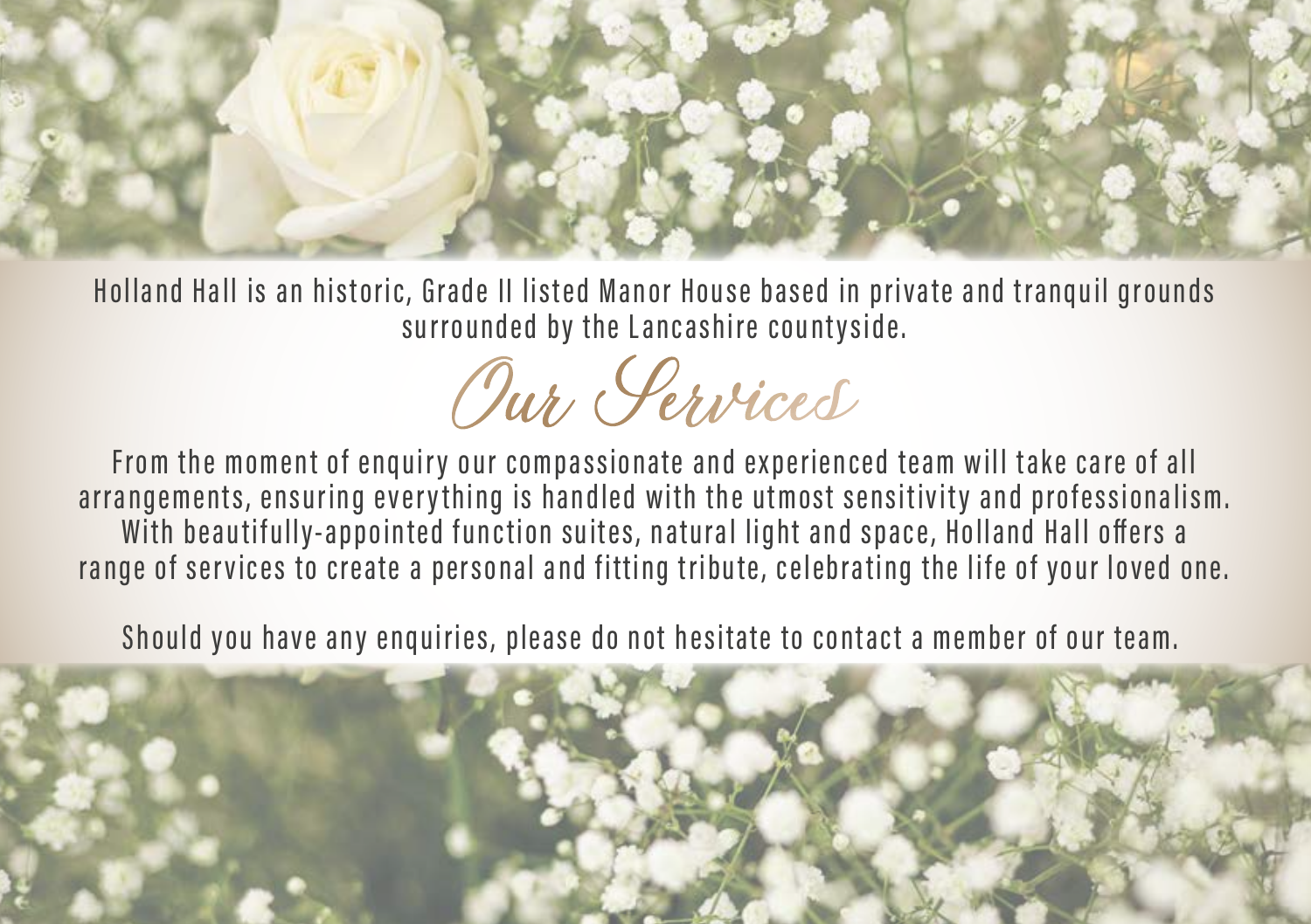Holland Hall is an historic, Grade II listed Manor House based in private and tranquil grounds surrounded by the Lancashire countyside.

# Our Services

From the moment of enquiry our compassionate and experienced team will take care of all arrangements, ensuring everything is handled with the utmost sensitivity and professionalism. With beautifully-appointed function suites, natural light and space, Holland Hall offers a range of services to create a personal and fitting tribute, celebrating the life of your loved one.

Should you have any enquiries, please do not hesitate to contact a member of our team.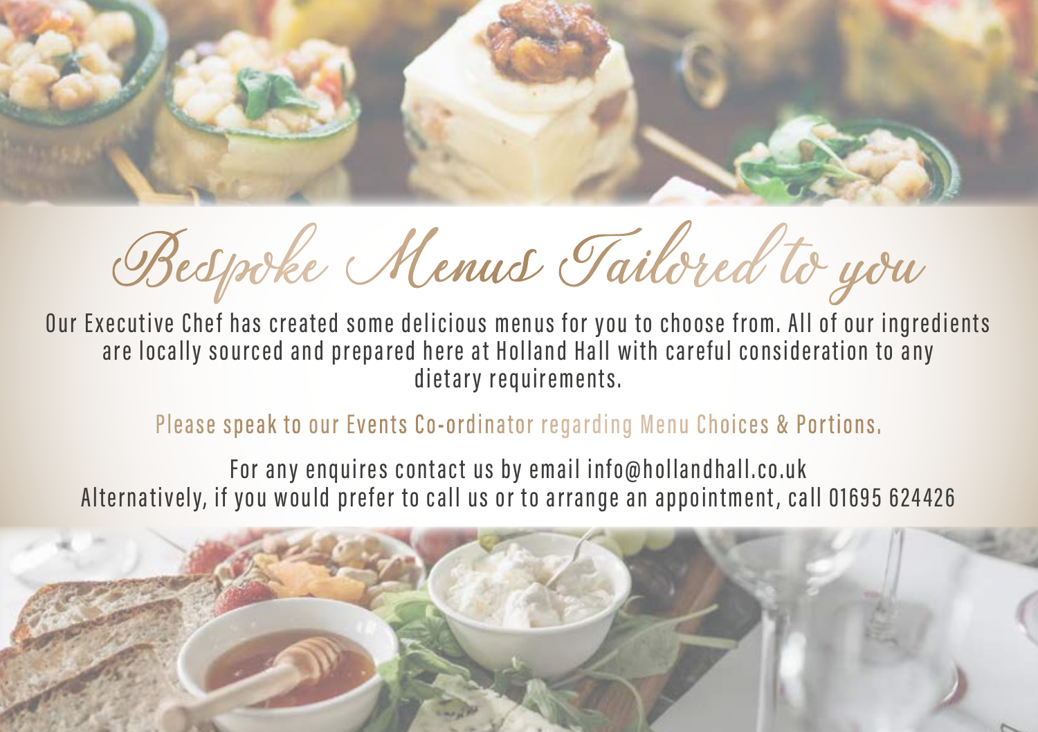# Bespoke Menus Tailored to you

Our Executive Chef has created some delicious menus for you to choose from. All of our ingredients are locally sourced and prepared here at Holland Hall with careful consideration to any dietary requirements.

Please speak to our Events Co-ordinator regarding Menu Choices & Portions.

For any enquires contact us by email info@hollandhall.co.uk
Alternatively, if you would prefer to call us or to arrange an appointment, call 01695 624426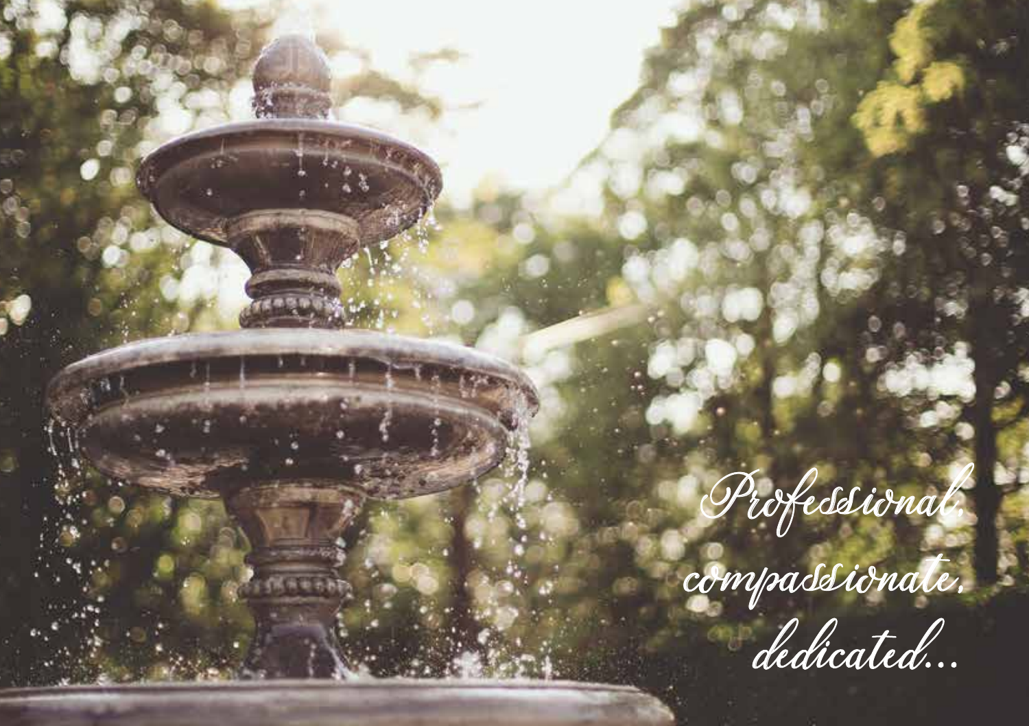*Professional,*
*compassionate,*
*dedicated...*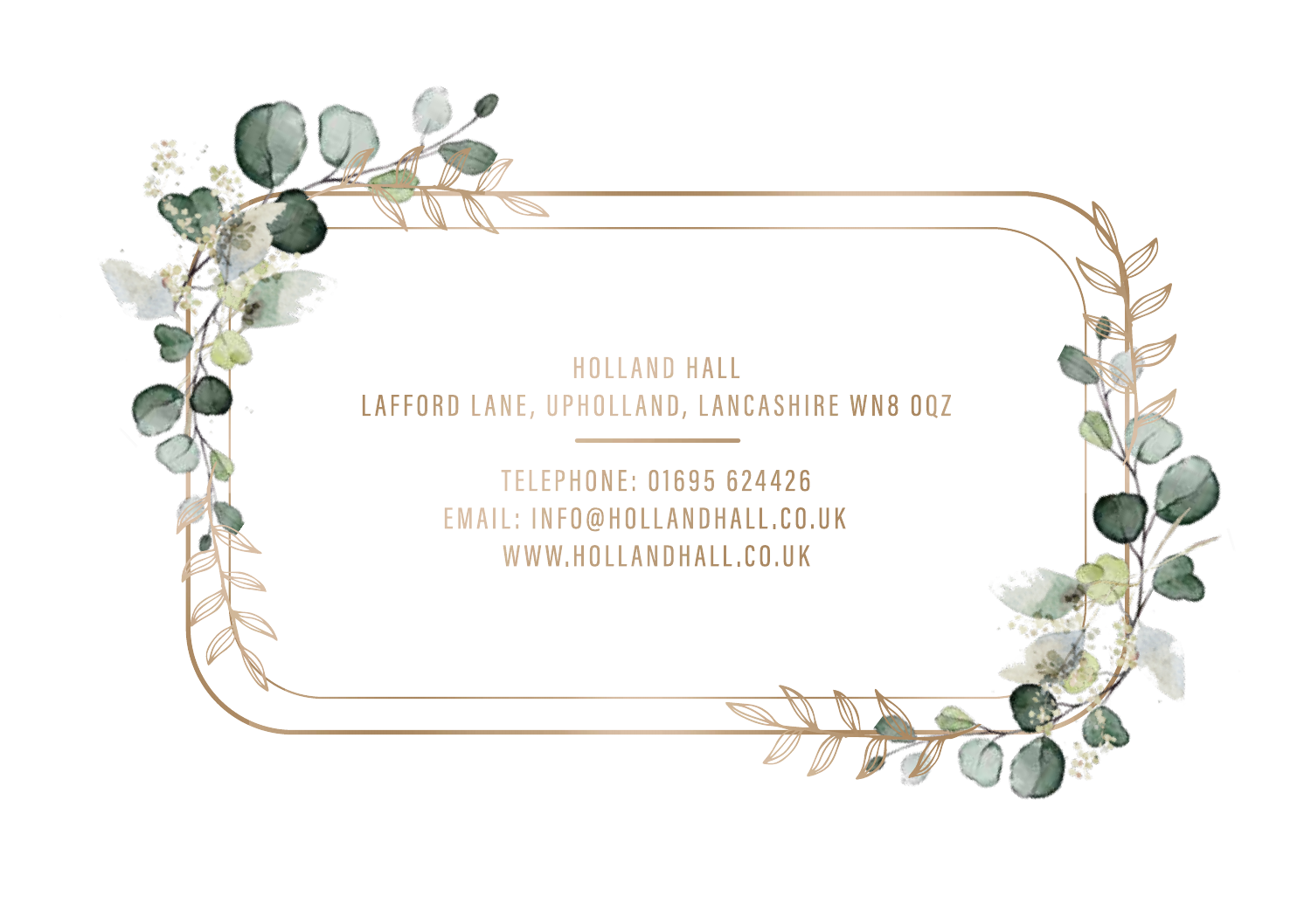HOLLAND HALL

LAFFORD LANE, UPHOLLAND, LANCASHIRE WN8 0QZ

---

TELEPHONE: 01695 624426

EMAIL: INFO@HOLLANDHALL.CO.UK

WWW.HOLLANDHALL.CO.UK